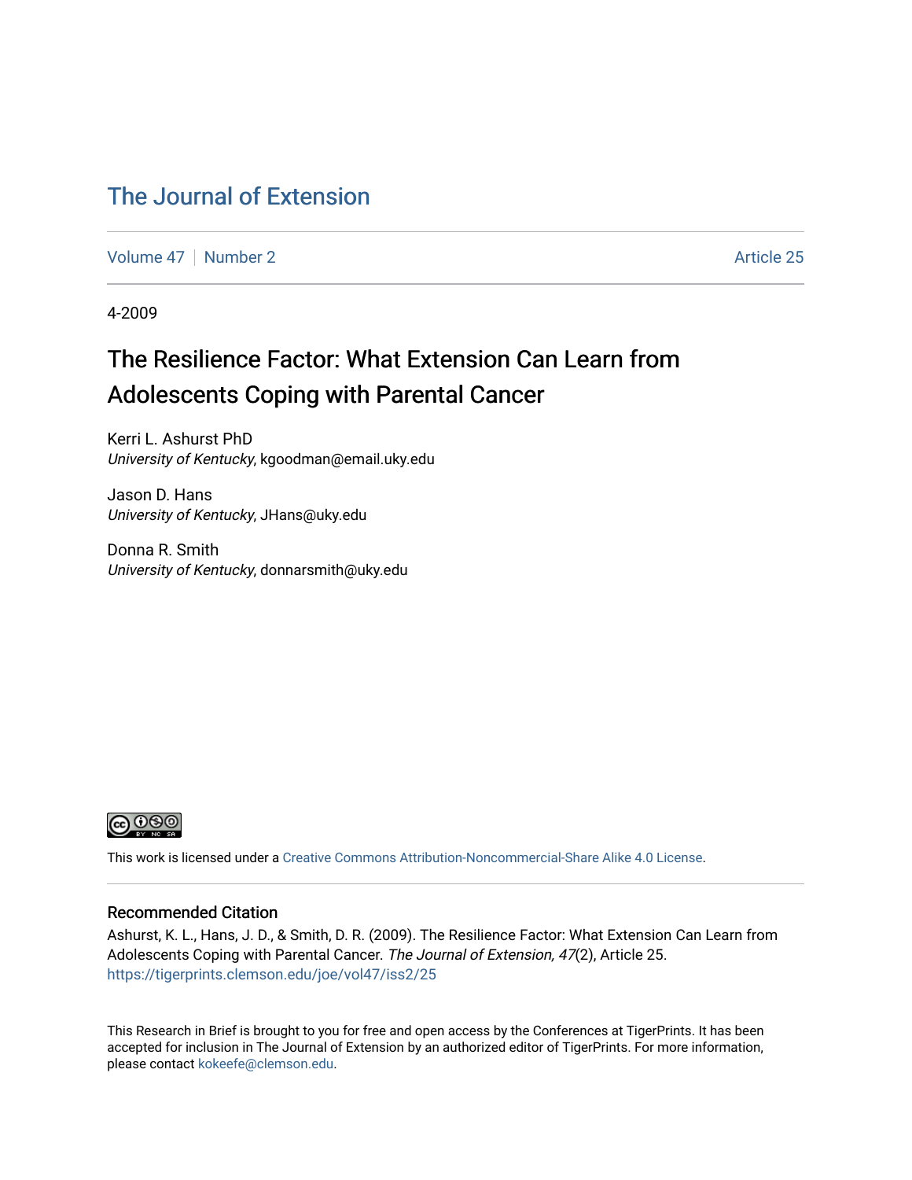# The Journal of Extension

Volume 47 | Number 2 | Article 25

4-2009

## The Resilience Factor: What Extension Can Learn from Adolescents Coping with Parental Cancer

Kerri L. Ashurst PhD
*University of Kentucky*, kgoodman@email.uky.edu

Jason D. Hans
*University of Kentucky*, JHans@uky.edu

Donna R. Smith
*University of Kentucky*, donnarsmith@uky.edu

This work is licensed under a Creative Commons Attribution-Noncommercial-Share Alike 4.0 License.

### Recommended Citation

Ashurst, K. L., Hans, J. D., & Smith, D. R. (2009). The Resilience Factor: What Extension Can Learn from Adolescents Coping with Parental Cancer. *The Journal of Extension, 47*(2), Article 25. https://tigerprints.clemson.edu/joe/vol47/iss2/25

This Research in Brief is brought to you for free and open access by the Conferences at TigerPrints. It has been accepted for inclusion in The Journal of Extension by an authorized editor of TigerPrints. For more information, please contact kokeefe@clemson.edu.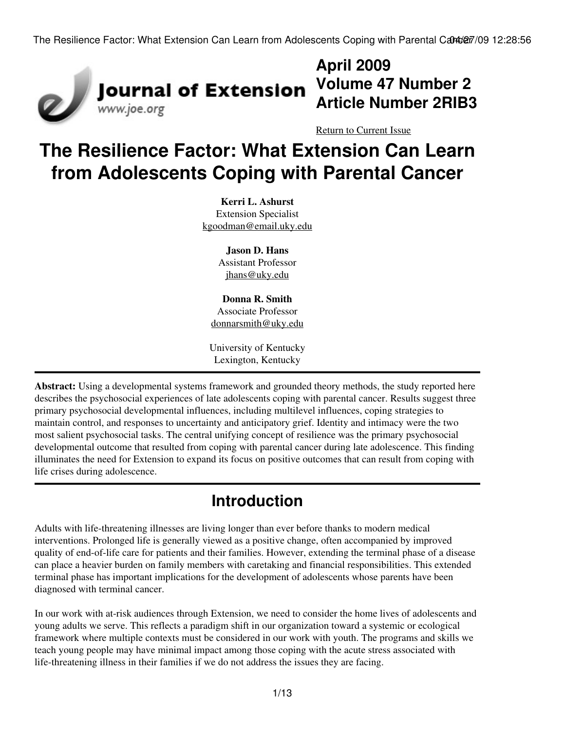April 2009
Volume 47 Number 2
Article Number 2RIB3

Return to Current Issue

# The Resilience Factor: What Extension Can Learn from Adolescents Coping with Parental Cancer

**Kerri L. Ashurst**
Extension Specialist
kgoodman@email.uky.edu

**Jason D. Hans**
Assistant Professor
jhans@uky.edu

**Donna R. Smith**
Associate Professor
donnarsmith@uky.edu

University of Kentucky
Lexington, Kentucky

**Abstract:** Using a developmental systems framework and grounded theory methods, the study reported here describes the psychosocial experiences of late adolescents coping with parental cancer. Results suggest three primary psychosocial developmental influences, including multilevel influences, coping strategies to maintain control, and responses to uncertainty and anticipatory grief. Identity and intimacy were the two most salient psychosocial tasks. The central unifying concept of resilience was the primary psychosocial developmental outcome that resulted from coping with parental cancer during late adolescence. This finding illuminates the need for Extension to expand its focus on positive outcomes that can result from coping with life crises during adolescence.

## Introduction

Adults with life-threatening illnesses are living longer than ever before thanks to modern medical interventions. Prolonged life is generally viewed as a positive change, often accompanied by improved quality of end-of-life care for patients and their families. However, extending the terminal phase of a disease can place a heavier burden on family members with caretaking and financial responsibilities. This extended terminal phase has important implications for the development of adolescents whose parents have been diagnosed with terminal cancer.

In our work with at-risk audiences through Extension, we need to consider the home lives of adolescents and young adults we serve. This reflects a paradigm shift in our organization toward a systemic or ecological framework where multiple contexts must be considered in our work with youth. The programs and skills we teach young people may have minimal impact among those coping with the acute stress associated with life-threatening illness in their families if we do not address the issues they are facing.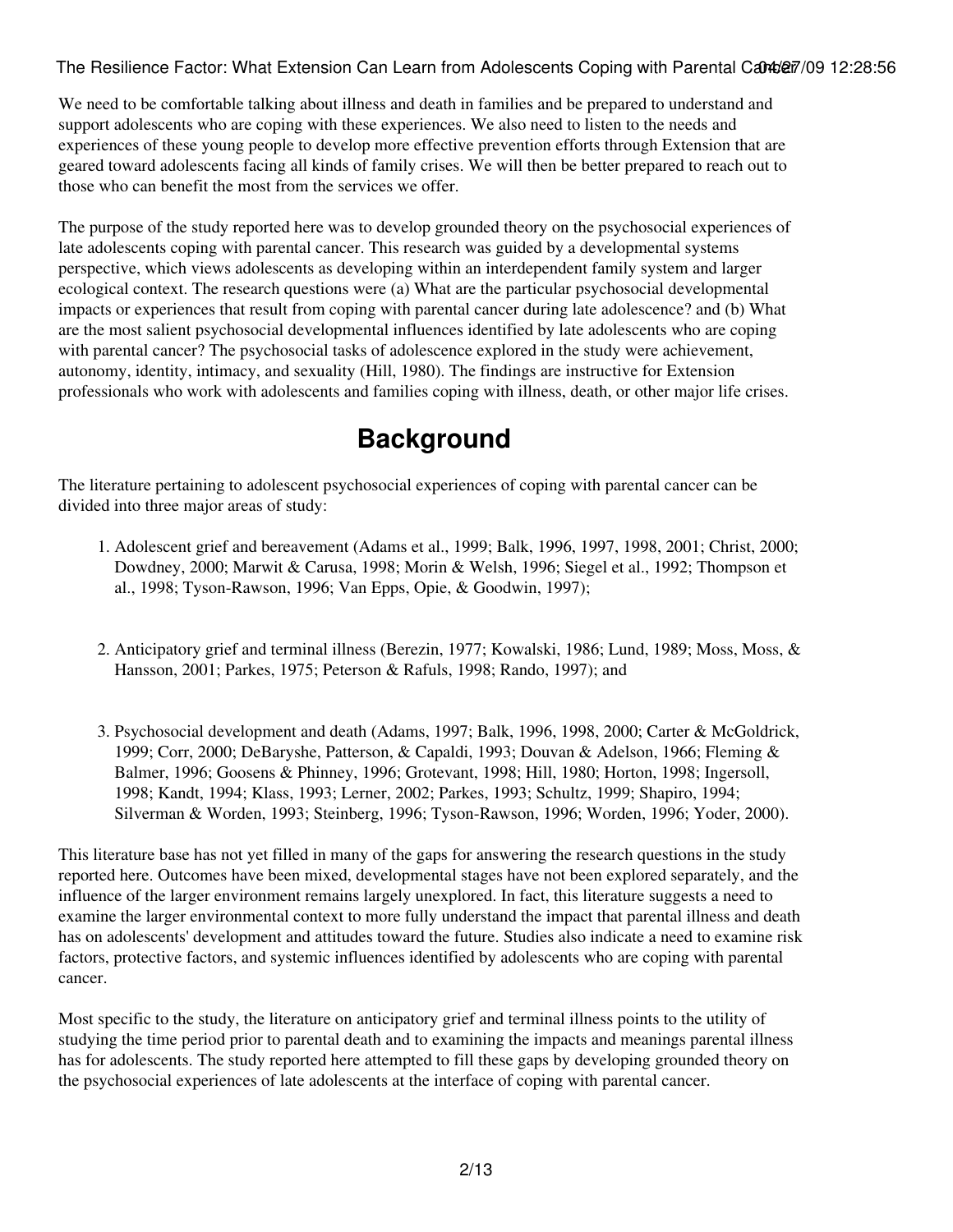We need to be comfortable talking about illness and death in families and be prepared to understand and support adolescents who are coping with these experiences. We also need to listen to the needs and experiences of these young people to develop more effective prevention efforts through Extension that are geared toward adolescents facing all kinds of family crises. We will then be better prepared to reach out to those who can benefit the most from the services we offer.

The purpose of the study reported here was to develop grounded theory on the psychosocial experiences of late adolescents coping with parental cancer. This research was guided by a developmental systems perspective, which views adolescents as developing within an interdependent family system and larger ecological context. The research questions were (a) What are the particular psychosocial developmental impacts or experiences that result from coping with parental cancer during late adolescence? and (b) What are the most salient psychosocial developmental influences identified by late adolescents who are coping with parental cancer? The psychosocial tasks of adolescence explored in the study were achievement, autonomy, identity, intimacy, and sexuality (Hill, 1980). The findings are instructive for Extension professionals who work with adolescents and families coping with illness, death, or other major life crises.

## Background

The literature pertaining to adolescent psychosocial experiences of coping with parental cancer can be divided into three major areas of study:

1. Adolescent grief and bereavement (Adams et al., 1999; Balk, 1996, 1997, 1998, 2001; Christ, 2000; Dowdney, 2000; Marwit & Carusa, 1998; Morin & Welsh, 1996; Siegel et al., 1992; Thompson et al., 1998; Tyson-Rawson, 1996; Van Epps, Opie, & Goodwin, 1997);

2. Anticipatory grief and terminal illness (Berezin, 1977; Kowalski, 1986; Lund, 1989; Moss, Moss, & Hansson, 2001; Parkes, 1975; Peterson & Rafuls, 1998; Rando, 1997); and

3. Psychosocial development and death (Adams, 1997; Balk, 1996, 1998, 2000; Carter & McGoldrick, 1999; Corr, 2000; DeBaryshe, Patterson, & Capaldi, 1993; Douvan & Adelson, 1966; Fleming & Balmer, 1996; Goosens & Phinney, 1996; Grotevant, 1998; Hill, 1980; Horton, 1998; Ingersoll, 1998; Kandt, 1994; Klass, 1993; Lerner, 2002; Parkes, 1993; Schultz, 1999; Shapiro, 1994; Silverman & Worden, 1993; Steinberg, 1996; Tyson-Rawson, 1996; Worden, 1996; Yoder, 2000).

This literature base has not yet filled in many of the gaps for answering the research questions in the study reported here. Outcomes have been mixed, developmental stages have not been explored separately, and the influence of the larger environment remains largely unexplored. In fact, this literature suggests a need to examine the larger environmental context to more fully understand the impact that parental illness and death has on adolescents' development and attitudes toward the future. Studies also indicate a need to examine risk factors, protective factors, and systemic influences identified by adolescents who are coping with parental cancer.

Most specific to the study, the literature on anticipatory grief and terminal illness points to the utility of studying the time period prior to parental death and to examining the impacts and meanings parental illness has for adolescents. The study reported here attempted to fill these gaps by developing grounded theory on the psychosocial experiences of late adolescents at the interface of coping with parental cancer.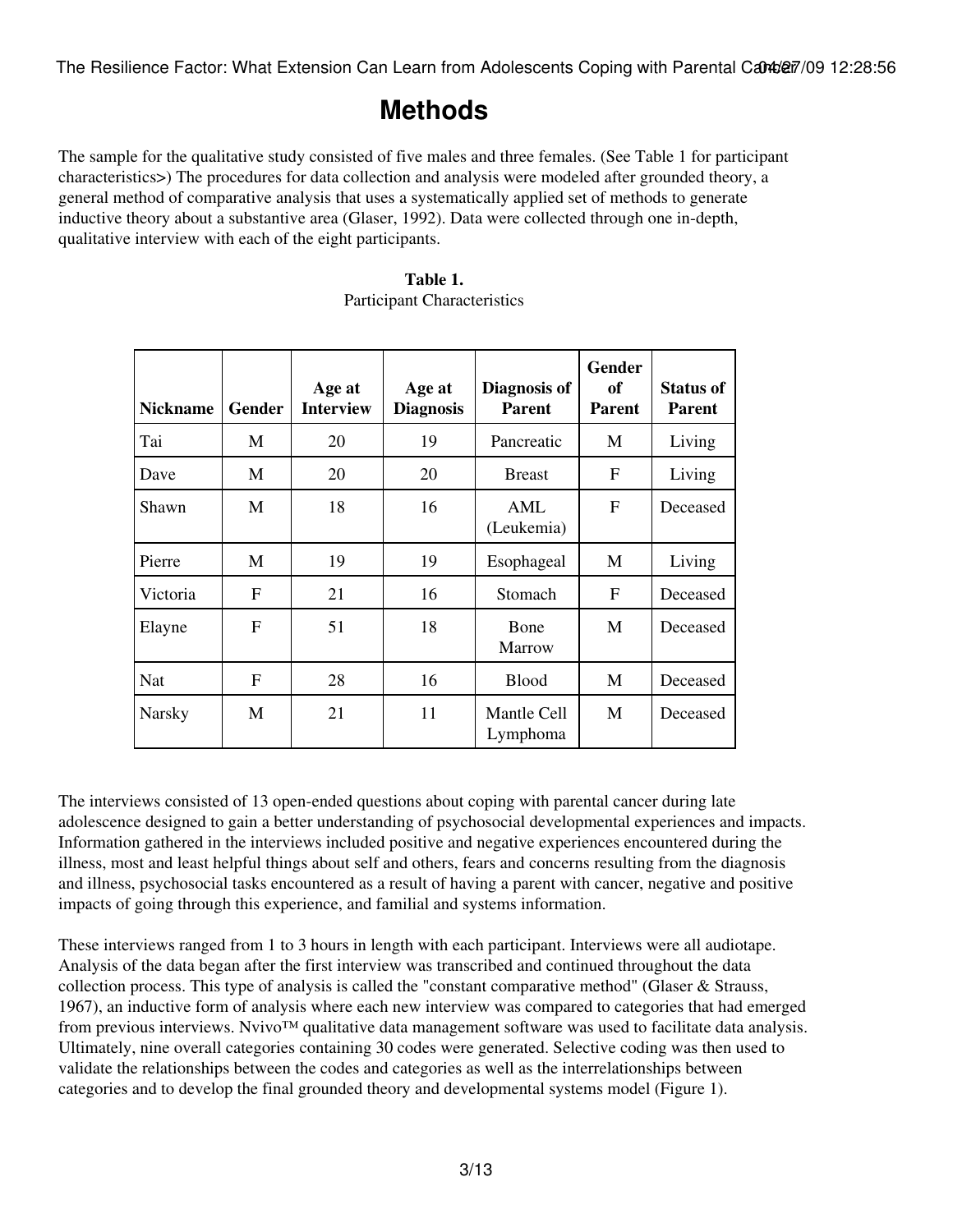# Methods

The sample for the qualitative study consisted of five males and three females. (See Table 1 for participant characteristics>) The procedures for data collection and analysis were modeled after grounded theory, a general method of comparative analysis that uses a systematically applied set of methods to generate inductive theory about a substantive area (Glaser, 1992). Data were collected through one in-depth, qualitative interview with each of the eight participants.

**Table 1.**
Participant Characteristics

| **Nickname** | **Gender** | **Age at Interview** | **Age at Diagnosis** | **Diagnosis of Parent** | **Gender of Parent** | **Status of Parent** |
|---|---|---|---|---|---|---|
| Tai | M | 20 | 19 | Pancreatic | M | Living |
| Dave | M | 20 | 20 | Breast | F | Living |
| Shawn | M | 18 | 16 | AML (Leukemia) | F | Deceased |
| Pierre | M | 19 | 19 | Esophageal | M | Living |
| Victoria | F | 21 | 16 | Stomach | F | Deceased |
| Elayne | F | 51 | 18 | Bone Marrow | M | Deceased |
| Nat | F | 28 | 16 | Blood | M | Deceased |
| Narsky | M | 21 | 11 | Mantle Cell Lymphoma | M | Deceased |

The interviews consisted of 13 open-ended questions about coping with parental cancer during late adolescence designed to gain a better understanding of psychosocial developmental experiences and impacts. Information gathered in the interviews included positive and negative experiences encountered during the illness, most and least helpful things about self and others, fears and concerns resulting from the diagnosis and illness, psychosocial tasks encountered as a result of having a parent with cancer, negative and positive impacts of going through this experience, and familial and systems information.

These interviews ranged from 1 to 3 hours in length with each participant. Interviews were all audiotape. Analysis of the data began after the first interview was transcribed and continued throughout the data collection process. This type of analysis is called the "constant comparative method" (Glaser & Strauss, 1967), an inductive form of analysis where each new interview was compared to categories that had emerged from previous interviews. Nvivo™ qualitative data management software was used to facilitate data analysis. Ultimately, nine overall categories containing 30 codes were generated. Selective coding was then used to validate the relationships between the codes and categories as well as the interrelationships between categories and to develop the final grounded theory and developmental systems model (Figure 1).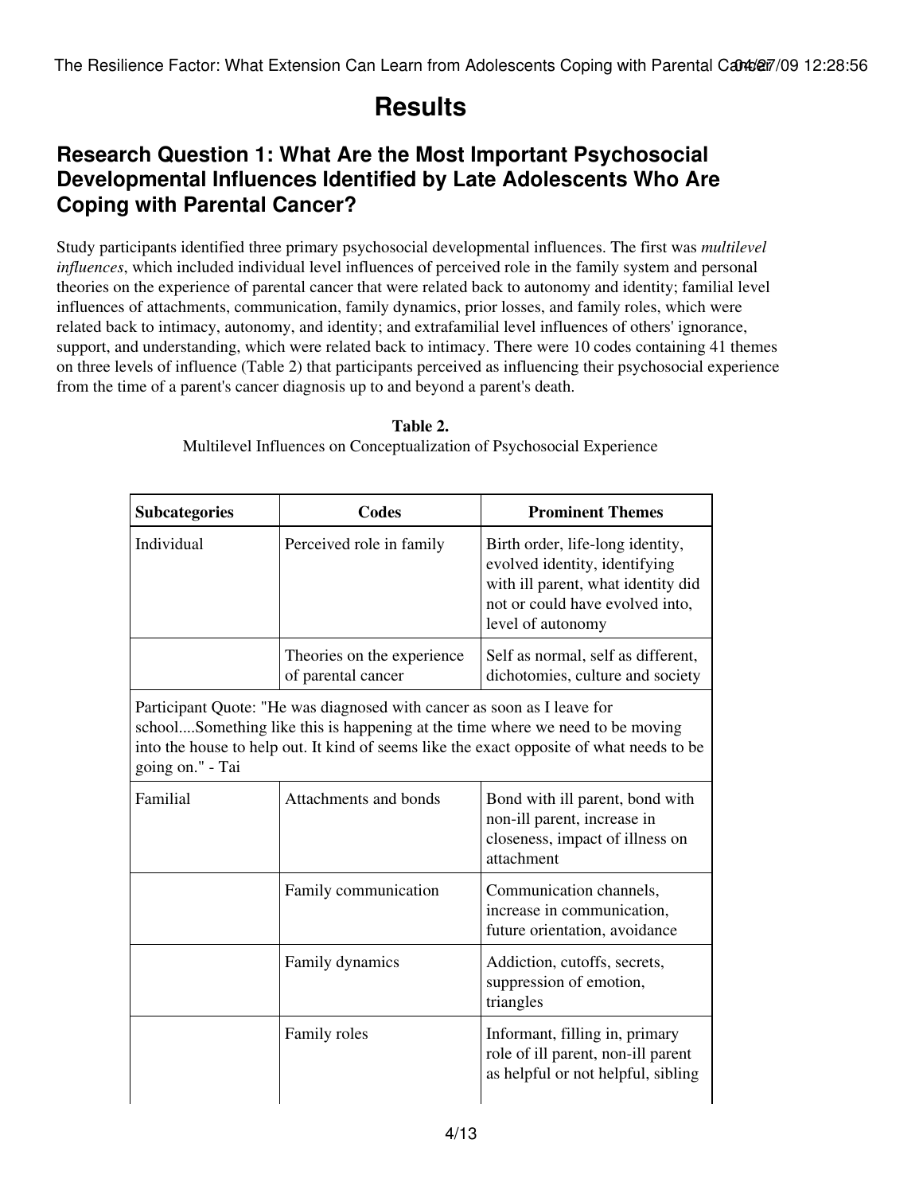# Results

## Research Question 1: What Are the Most Important Psychosocial Developmental Influences Identified by Late Adolescents Who Are Coping with Parental Cancer?

Study participants identified three primary psychosocial developmental influences. The first was *multilevel influences*, which included individual level influences of perceived role in the family system and personal theories on the experience of parental cancer that were related back to autonomy and identity; familial level influences of attachments, communication, family dynamics, prior losses, and family roles, which were related back to intimacy, autonomy, and identity; and extrafamilial level influences of others' ignorance, support, and understanding, which were related back to intimacy. There were 10 codes containing 41 themes on three levels of influence (Table 2) that participants perceived as influencing their psychosocial experience from the time of a parent's cancer diagnosis up to and beyond a parent's death.

**Table 2.**
Multilevel Influences on Conceptualization of Psychosocial Experience

| Subcategories | Codes | Prominent Themes |
|---|---|---|
| Individual | Perceived role in family | Birth order, life-long identity, evolved identity, identifying with ill parent, what identity did not or could have evolved into, level of autonomy |
| | Theories on the experience of parental cancer | Self as normal, self as different, dichotomies, culture and society |
| Participant Quote: "He was diagnosed with cancer as soon as I leave for school....Something like this is happening at the time where we need to be moving into the house to help out. It kind of seems like the exact opposite of what needs to be going on." - Tai | | |
| Familial | Attachments and bonds | Bond with ill parent, bond with non-ill parent, increase in closeness, impact of illness on attachment |
| | Family communication | Communication channels, increase in communication, future orientation, avoidance |
| | Family dynamics | Addiction, cutoffs, secrets, suppression of emotion, triangles |
| | Family roles | Informant, filling in, primary role of ill parent, non-ill parent as helpful or not helpful, sibling |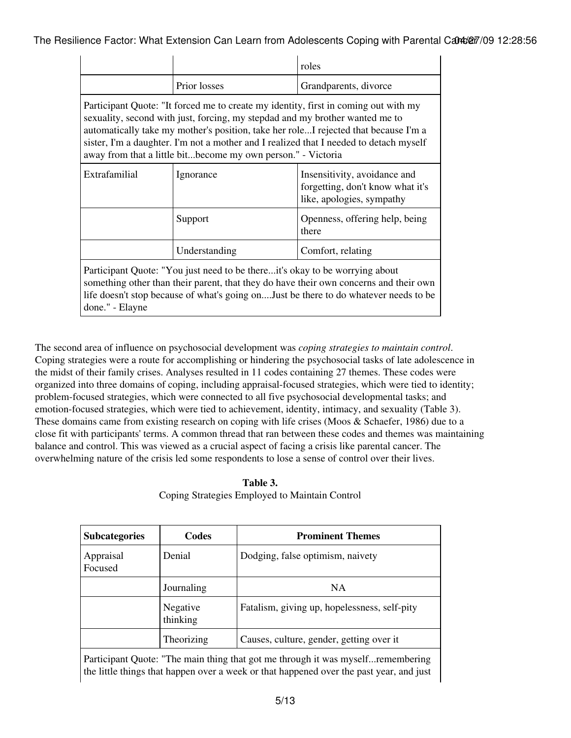| | | roles |
|---|---|---|
| | Prior losses | Grandparents, divorce |
| Participant Quote: "It forced me to create my identity, first in coming out with my sexuality, second with just, forcing, my stepdad and my brother wanted me to automatically take my mother's position, take her role...I rejected that because I'm a sister, I'm a daughter. I'm not a mother and I realized that I needed to detach myself away from that a little bit...become my own person." - Victoria | | |
| Extrafamilial | Ignorance | Insensitivity, avoidance and forgetting, don't know what it's like, apologies, sympathy |
| | Support | Openness, offering help, being there |
| | Understanding | Comfort, relating |
| Participant Quote: "You just need to be there...it's okay to be worrying about something other than their parent, that they do have their own concerns and their own life doesn't stop because of what's going on....Just be there to do whatever needs to be done." - Elayne | | |

The second area of influence on psychosocial development was *coping strategies to maintain control*. Coping strategies were a route for accomplishing or hindering the psychosocial tasks of late adolescence in the midst of their family crises. Analyses resulted in 11 codes containing 27 themes. These codes were organized into three domains of coping, including appraisal-focused strategies, which were tied to identity; problem-focused strategies, which were connected to all five psychosocial developmental tasks; and emotion-focused strategies, which were tied to achievement, identity, intimacy, and sexuality (Table 3). These domains came from existing research on coping with life crises (Moos & Schaefer, 1986) due to a close fit with participants' terms. A common thread that ran between these codes and themes was maintaining balance and control. This was viewed as a crucial aspect of facing a crisis like parental cancer. The overwhelming nature of the crisis led some respondents to lose a sense of control over their lives.

**Table 3.**
Coping Strategies Employed to Maintain Control

| Subcategories | Codes | Prominent Themes |
|---|---|---|
| Appraisal Focused | Denial | Dodging, false optimism, naivety |
| | Journaling | NA |
| | Negative thinking | Fatalism, giving up, hopelessness, self-pity |
| | Theorizing | Causes, culture, gender, getting over it |
| Participant Quote: "The main thing that got me through it was myself...remembering the little things that happen over a week or that happened over the past year, and just | | |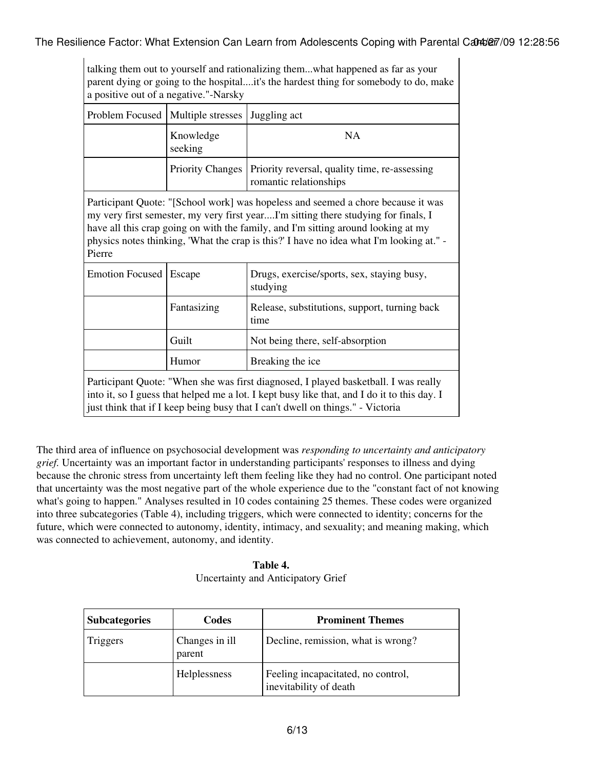| | | |
|---|---|---|
| talking them out to yourself and rationalizing them...what happened as far as your parent dying or going to the hospital....it's the hardest thing for somebody to do, make a positive out of a negative."-Narsky | | |
| Problem Focused | Multiple stresses | Juggling act |
| | Knowledge seeking | NA |
| | Priority Changes | Priority reversal, quality time, re-assessing romantic relationships |
| Participant Quote: "[School work] was hopeless and seemed a chore because it was my very first semester, my very first year....I'm sitting there studying for finals, I have all this crap going on with the family, and I'm sitting around looking at my physics notes thinking, 'What the crap is this?' I have no idea what I'm looking at." -Pierre | | |
| Emotion Focused | Escape | Drugs, exercise/sports, sex, staying busy, studying |
| | Fantasizing | Release, substitutions, support, turning back time |
| | Guilt | Not being there, self-absorption |
| | Humor | Breaking the ice |
| Participant Quote: "When she was first diagnosed, I played basketball. I was really into it, so I guess that helped me a lot. I kept busy like that, and I do it to this day. I just think that if I keep being busy that I can't dwell on things." - Victoria | | |

The third area of influence on psychosocial development was *responding to uncertainty and anticipatory grief.* Uncertainty was an important factor in understanding participants' responses to illness and dying because the chronic stress from uncertainty left them feeling like they had no control. One participant noted that uncertainty was the most negative part of the whole experience due to the "constant fact of not knowing what's going to happen." Analyses resulted in 10 codes containing 25 themes. These codes were organized into three subcategories (Table 4), including triggers, which were connected to identity; concerns for the future, which were connected to autonomy, identity, intimacy, and sexuality; and meaning making, which was connected to achievement, autonomy, and identity.

**Table 4.**
Uncertainty and Anticipatory Grief

| **Subcategories** | **Codes** | **Prominent Themes** |
|---|---|---|
| Triggers | Changes in ill parent | Decline, remission, what is wrong? |
| | Helplessness | Feeling incapacitated, no control, inevitability of death |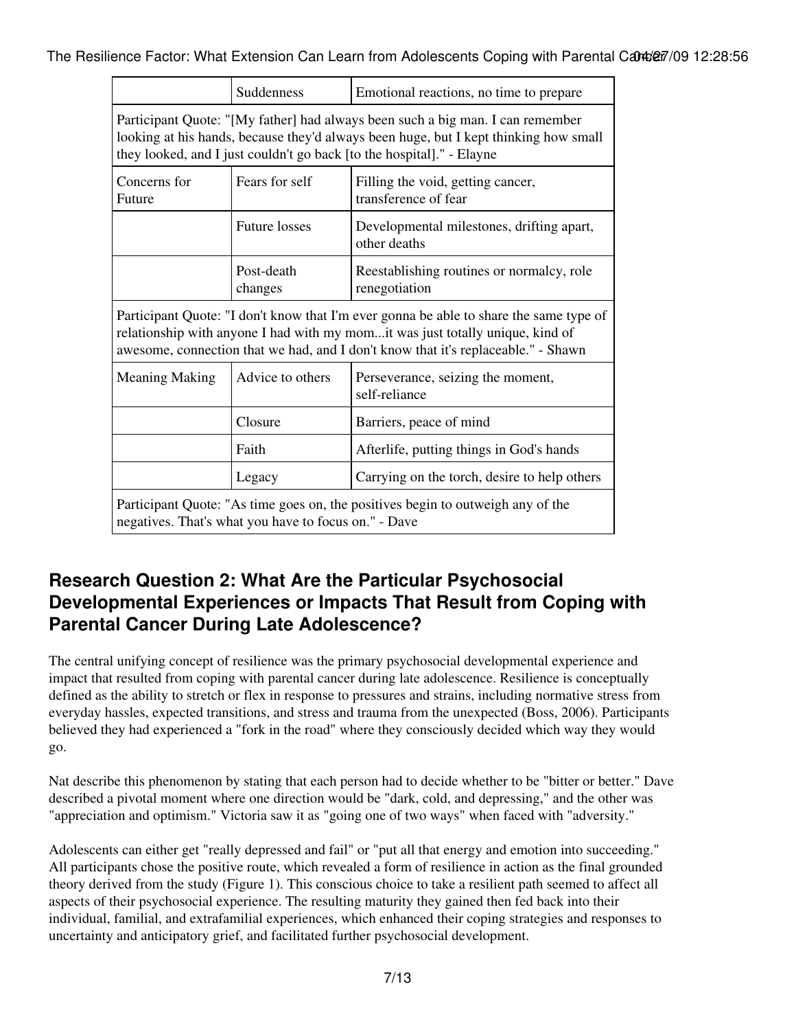| | | |
|---|---|---|
| | Suddenness | Emotional reactions, no time to prepare |
| Participant Quote: "[My father] had always been such a big man. I can remember looking at his hands, because they'd always been huge, but I kept thinking how small they looked, and I just couldn't go back [to the hospital]." - Elayne | | |
| Concerns for Future | Fears for self | Filling the void, getting cancer, transference of fear |
| | Future losses | Developmental milestones, drifting apart, other deaths |
| | Post-death changes | Reestablishing routines or normalcy, role renegotiation |
| Participant Quote: "I don't know that I'm ever gonna be able to share the same type of relationship with anyone I had with my mom...it was just totally unique, kind of awesome, connection that we had, and I don't know that it's replaceable." - Shawn | | |
| Meaning Making | Advice to others | Perseverance, seizing the moment, self-reliance |
| | Closure | Barriers, peace of mind |
| | Faith | Afterlife, putting things in God's hands |
| | Legacy | Carrying on the torch, desire to help others |
| Participant Quote: "As time goes on, the positives begin to outweigh any of the negatives. That's what you have to focus on." - Dave | | |

## Research Question 2: What Are the Particular Psychosocial Developmental Experiences or Impacts That Result from Coping with Parental Cancer During Late Adolescence?

The central unifying concept of resilience was the primary psychosocial developmental experience and impact that resulted from coping with parental cancer during late adolescence. Resilience is conceptually defined as the ability to stretch or flex in response to pressures and strains, including normative stress from everyday hassles, expected transitions, and stress and trauma from the unexpected (Boss, 2006). Participants believed they had experienced a "fork in the road" where they consciously decided which way they would go.

Nat describe this phenomenon by stating that each person had to decide whether to be "bitter or better." Dave described a pivotal moment where one direction would be "dark, cold, and depressing," and the other was "appreciation and optimism." Victoria saw it as "going one of two ways" when faced with "adversity."

Adolescents can either get "really depressed and fail" or "put all that energy and emotion into succeeding." All participants chose the positive route, which revealed a form of resilience in action as the final grounded theory derived from the study (Figure 1). This conscious choice to take a resilient path seemed to affect all aspects of their psychosocial experience. The resulting maturity they gained then fed back into their individual, familial, and extrafamilial experiences, which enhanced their coping strategies and responses to uncertainty and anticipatory grief, and facilitated further psychosocial development.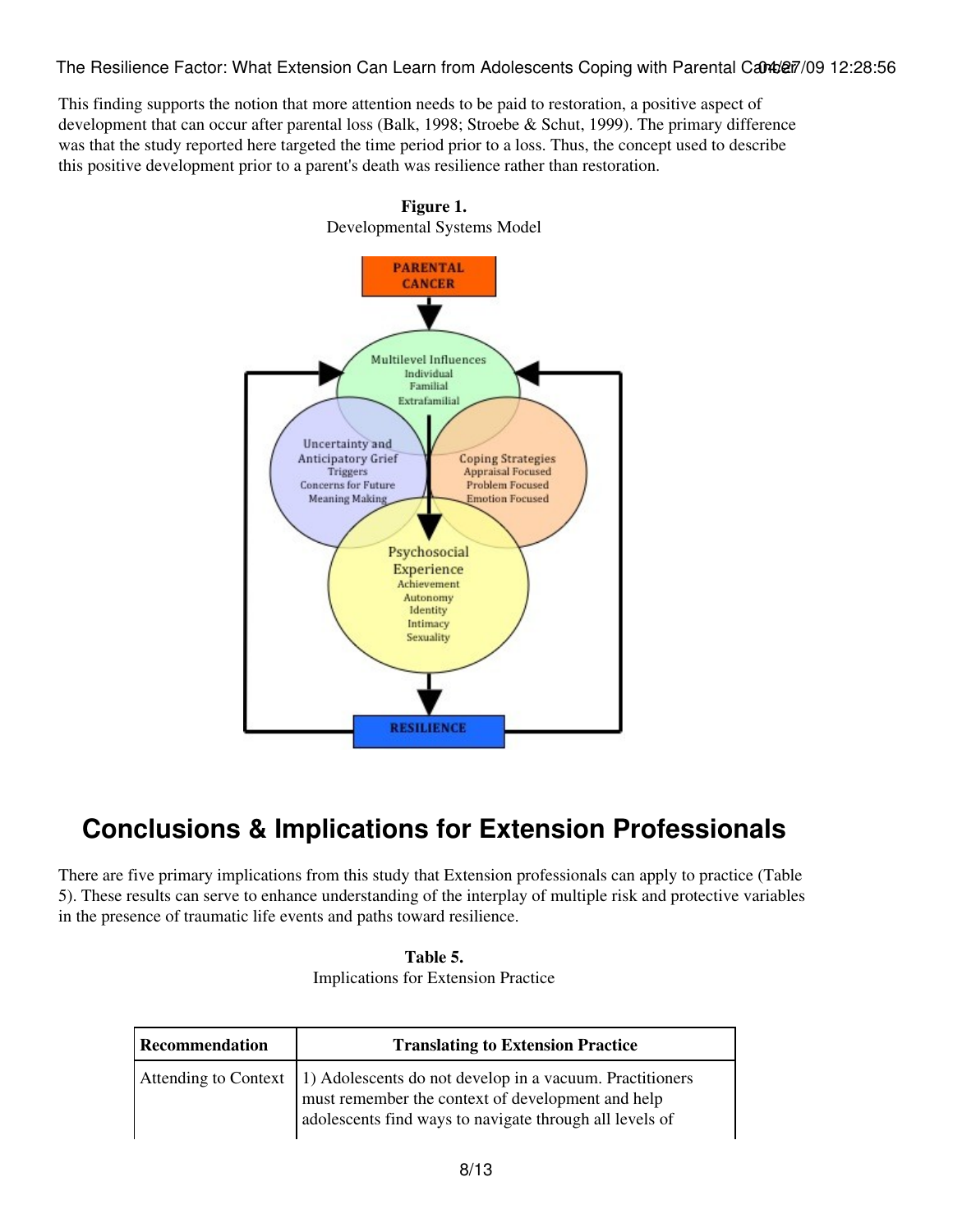This finding supports the notion that more attention needs to be paid to restoration, a positive aspect of development that can occur after parental loss (Balk, 1998; Stroebe & Schut, 1999). The primary difference was that the study reported here targeted the time period prior to a loss. Thus, the concept used to describe this positive development prior to a parent's death was resilience rather than restoration.

**Figure 1.**
Developmental Systems Model

## Conclusions & Implications for Extension Professionals

There are five primary implications from this study that Extension professionals can apply to practice (Table 5). These results can serve to enhance understanding of the interplay of multiple risk and protective variables in the presence of traumatic life events and paths toward resilience.

**Table 5.**
Implications for Extension Practice

| Recommendation | Translating to Extension Practice |
| --- | --- |
| Attending to Context | 1) Adolescents do not develop in a vacuum. Practitioners must remember the context of development and help adolescents find ways to navigate through all levels of |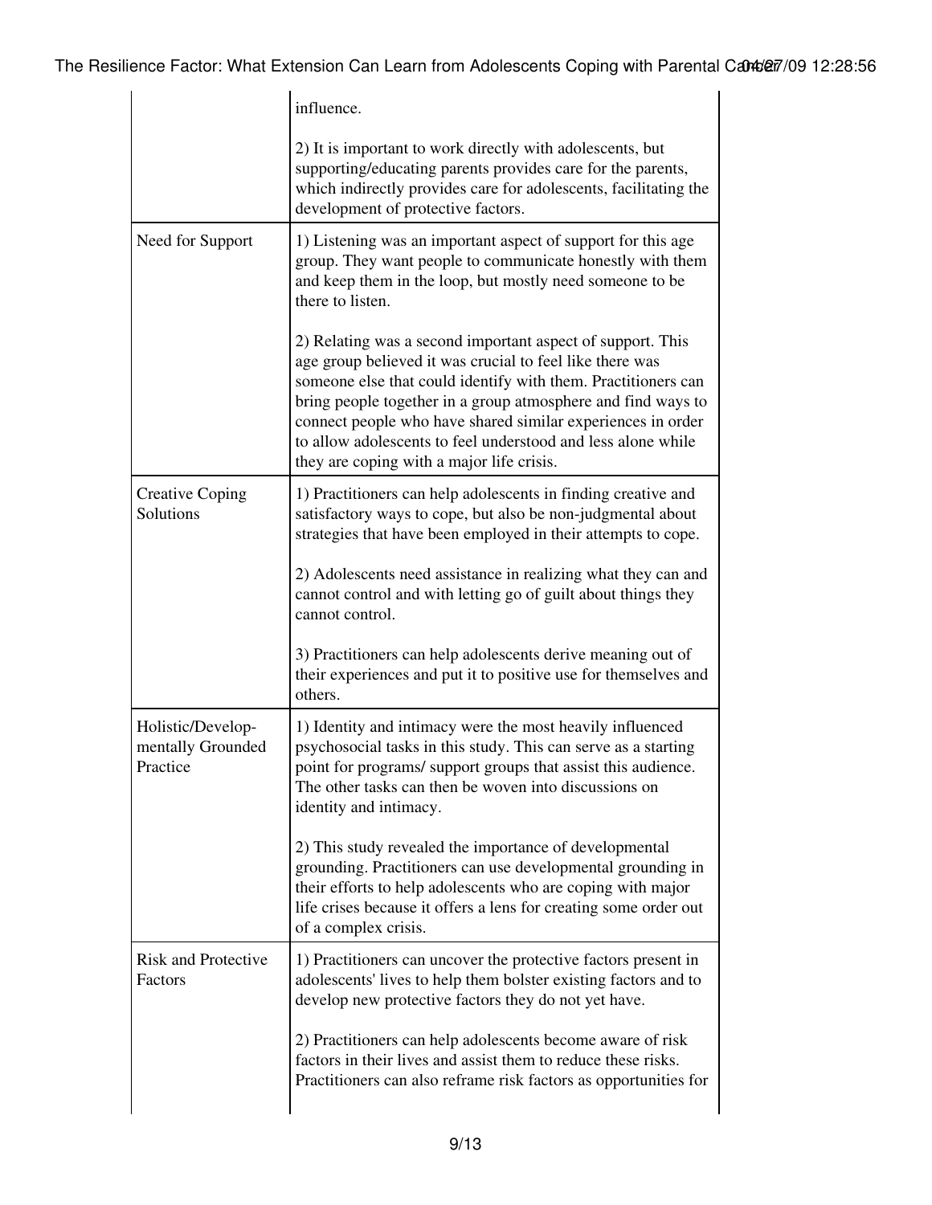| | |
|---|---|
| | influence.<br><br>2) It is important to work directly with adolescents, but supporting/educating parents provides care for the parents, which indirectly provides care for adolescents, facilitating the development of protective factors. |
| Need for Support | 1) Listening was an important aspect of support for this age group. They want people to communicate honestly with them and keep them in the loop, but mostly need someone to be there to listen.<br><br>2) Relating was a second important aspect of support. This age group believed it was crucial to feel like there was someone else that could identify with them. Practitioners can bring people together in a group atmosphere and find ways to connect people who have shared similar experiences in order to allow adolescents to feel understood and less alone while they are coping with a major life crisis. |
| Creative Coping Solutions | 1) Practitioners can help adolescents in finding creative and satisfactory ways to cope, but also be non-judgmental about strategies that have been employed in their attempts to cope.<br><br>2) Adolescents need assistance in realizing what they can and cannot control and with letting go of guilt about things they cannot control.<br><br>3) Practitioners can help adolescents derive meaning out of their experiences and put it to positive use for themselves and others. |
| Holistic/Developmentally Grounded Practice | 1) Identity and intimacy were the most heavily influenced psychosocial tasks in this study. This can serve as a starting point for programs/ support groups that assist this audience. The other tasks can then be woven into discussions on identity and intimacy.<br><br>2) This study revealed the importance of developmental grounding. Practitioners can use developmental grounding in their efforts to help adolescents who are coping with major life crises because it offers a lens for creating some order out of a complex crisis. |
| Risk and Protective Factors | 1) Practitioners can uncover the protective factors present in adolescents' lives to help them bolster existing factors and to develop new protective factors they do not yet have.<br><br>2) Practitioners can help adolescents become aware of risk factors in their lives and assist them to reduce these risks. Practitioners can also reframe risk factors as opportunities for |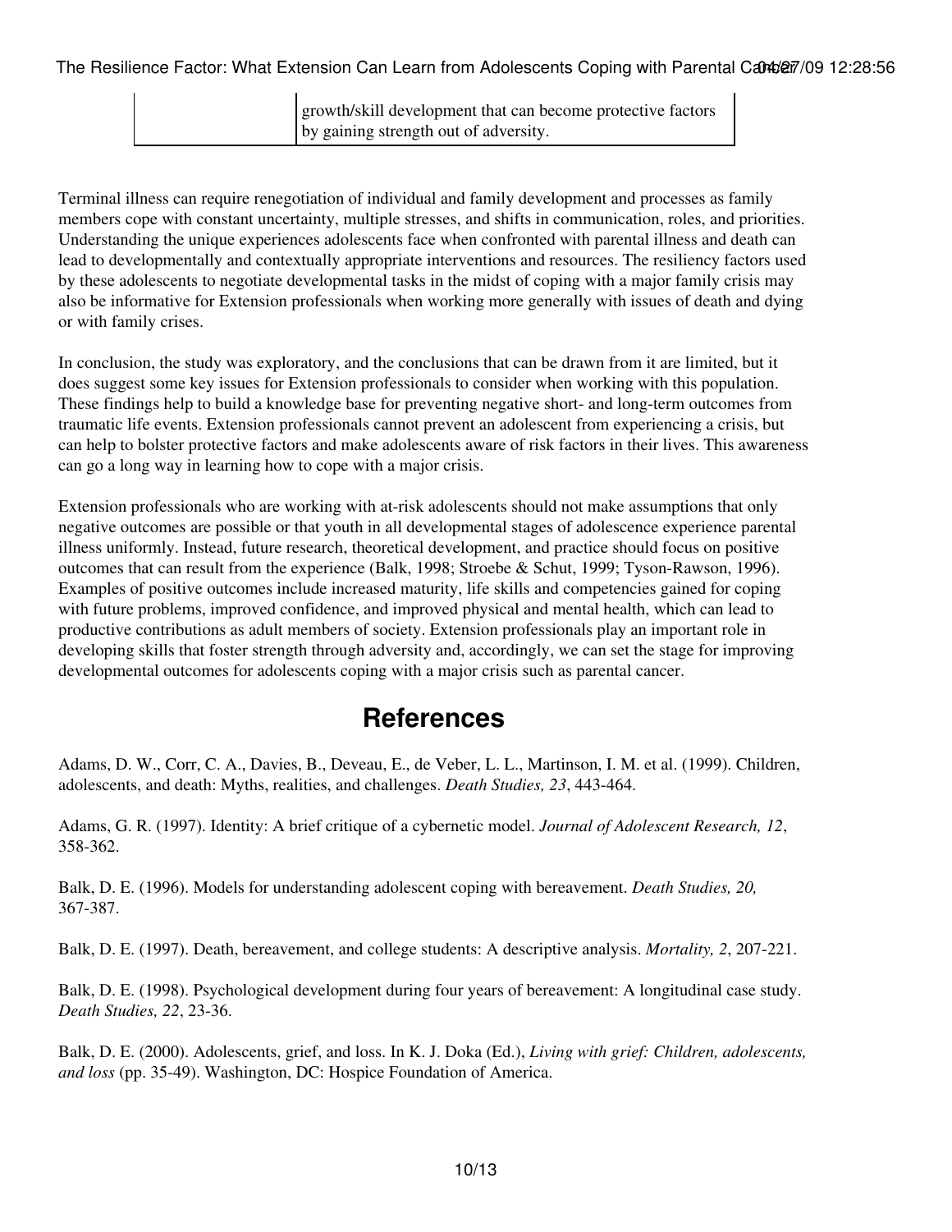| | growth/skill development that can become protective factors by gaining strength out of adversity. |
|---|---|

Terminal illness can require renegotiation of individual and family development and processes as family members cope with constant uncertainty, multiple stresses, and shifts in communication, roles, and priorities. Understanding the unique experiences adolescents face when confronted with parental illness and death can lead to developmentally and contextually appropriate interventions and resources. The resiliency factors used by these adolescents to negotiate developmental tasks in the midst of coping with a major family crisis may also be informative for Extension professionals when working more generally with issues of death and dying or with family crises.

In conclusion, the study was exploratory, and the conclusions that can be drawn from it are limited, but it does suggest some key issues for Extension professionals to consider when working with this population. These findings help to build a knowledge base for preventing negative short- and long-term outcomes from traumatic life events. Extension professionals cannot prevent an adolescent from experiencing a crisis, but can help to bolster protective factors and make adolescents aware of risk factors in their lives. This awareness can go a long way in learning how to cope with a major crisis.

Extension professionals who are working with at-risk adolescents should not make assumptions that only negative outcomes are possible or that youth in all developmental stages of adolescence experience parental illness uniformly. Instead, future research, theoretical development, and practice should focus on positive outcomes that can result from the experience (Balk, 1998; Stroebe & Schut, 1999; Tyson-Rawson, 1996). Examples of positive outcomes include increased maturity, life skills and competencies gained for coping with future problems, improved confidence, and improved physical and mental health, which can lead to productive contributions as adult members of society. Extension professionals play an important role in developing skills that foster strength through adversity and, accordingly, we can set the stage for improving developmental outcomes for adolescents coping with a major crisis such as parental cancer.

## References

Adams, D. W., Corr, C. A., Davies, B., Deveau, E., de Veber, L. L., Martinson, I. M. et al. (1999). Children, adolescents, and death: Myths, realities, and challenges. *Death Studies, 23*, 443-464.

Adams, G. R. (1997). Identity: A brief critique of a cybernetic model. *Journal of Adolescent Research, 12*, 358-362.

Balk, D. E. (1996). Models for understanding adolescent coping with bereavement. *Death Studies, 20,* 367-387.

Balk, D. E. (1997). Death, bereavement, and college students: A descriptive analysis. *Mortality, 2*, 207-221.

Balk, D. E. (1998). Psychological development during four years of bereavement: A longitudinal case study. *Death Studies, 22*, 23-36.

Balk, D. E. (2000). Adolescents, grief, and loss. In K. J. Doka (Ed.), *Living with grief: Children, adolescents, and loss* (pp. 35-49). Washington, DC: Hospice Foundation of America.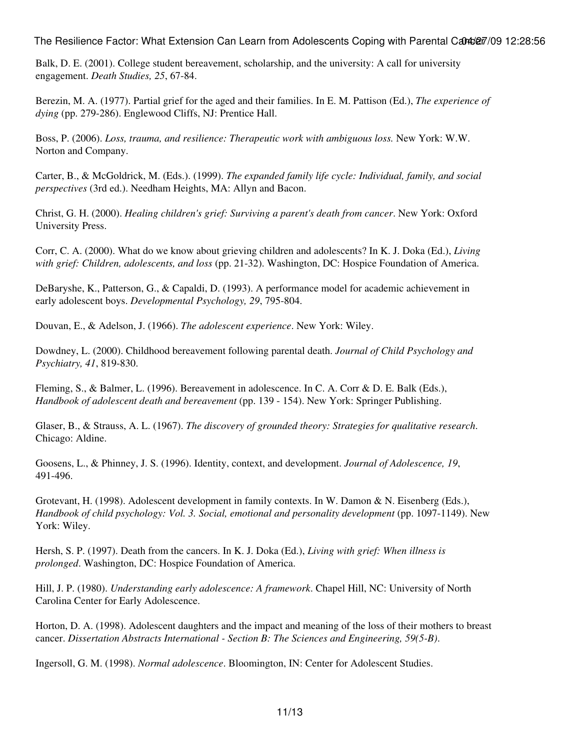Balk, D. E. (2001). College student bereavement, scholarship, and the university: A call for university engagement. *Death Studies, 25*, 67-84.

Berezin, M. A. (1977). Partial grief for the aged and their families. In E. M. Pattison (Ed.), *The experience of dying* (pp. 279-286). Englewood Cliffs, NJ: Prentice Hall.

Boss, P. (2006). *Loss, trauma, and resilience: Therapeutic work with ambiguous loss.* New York: W.W. Norton and Company.

Carter, B., & McGoldrick, M. (Eds.). (1999). *The expanded family life cycle: Individual, family, and social perspectives* (3rd ed.). Needham Heights, MA: Allyn and Bacon.

Christ, G. H. (2000). *Healing children's grief: Surviving a parent's death from cancer*. New York: Oxford University Press.

Corr, C. A. (2000). What do we know about grieving children and adolescents? In K. J. Doka (Ed.), *Living with grief: Children, adolescents, and loss* (pp. 21-32). Washington, DC: Hospice Foundation of America.

DeBaryshe, K., Patterson, G., & Capaldi, D. (1993). A performance model for academic achievement in early adolescent boys. *Developmental Psychology, 29*, 795-804.

Douvan, E., & Adelson, J. (1966). *The adolescent experience*. New York: Wiley.

Dowdney, L. (2000). Childhood bereavement following parental death. *Journal of Child Psychology and Psychiatry, 41*, 819-830.

Fleming, S., & Balmer, L. (1996). Bereavement in adolescence. In C. A. Corr & D. E. Balk (Eds.), *Handbook of adolescent death and bereavement* (pp. 139 - 154). New York: Springer Publishing.

Glaser, B., & Strauss, A. L. (1967). *The discovery of grounded theory: Strategies for qualitative research*. Chicago: Aldine.

Goosens, L., & Phinney, J. S. (1996). Identity, context, and development. *Journal of Adolescence, 19*, 491-496.

Grotevant, H. (1998). Adolescent development in family contexts. In W. Damon & N. Eisenberg (Eds.), *Handbook of child psychology: Vol. 3. Social, emotional and personality development* (pp. 1097-1149). New York: Wiley.

Hersh, S. P. (1997). Death from the cancers. In K. J. Doka (Ed.), *Living with grief: When illness is prolonged*. Washington, DC: Hospice Foundation of America.

Hill, J. P. (1980). *Understanding early adolescence: A framework*. Chapel Hill, NC: University of North Carolina Center for Early Adolescence.

Horton, D. A. (1998). Adolescent daughters and the impact and meaning of the loss of their mothers to breast cancer. *Dissertation Abstracts International - Section B: The Sciences and Engineering, 59(5-B)*.

Ingersoll, G. M. (1998). *Normal adolescence*. Bloomington, IN: Center for Adolescent Studies.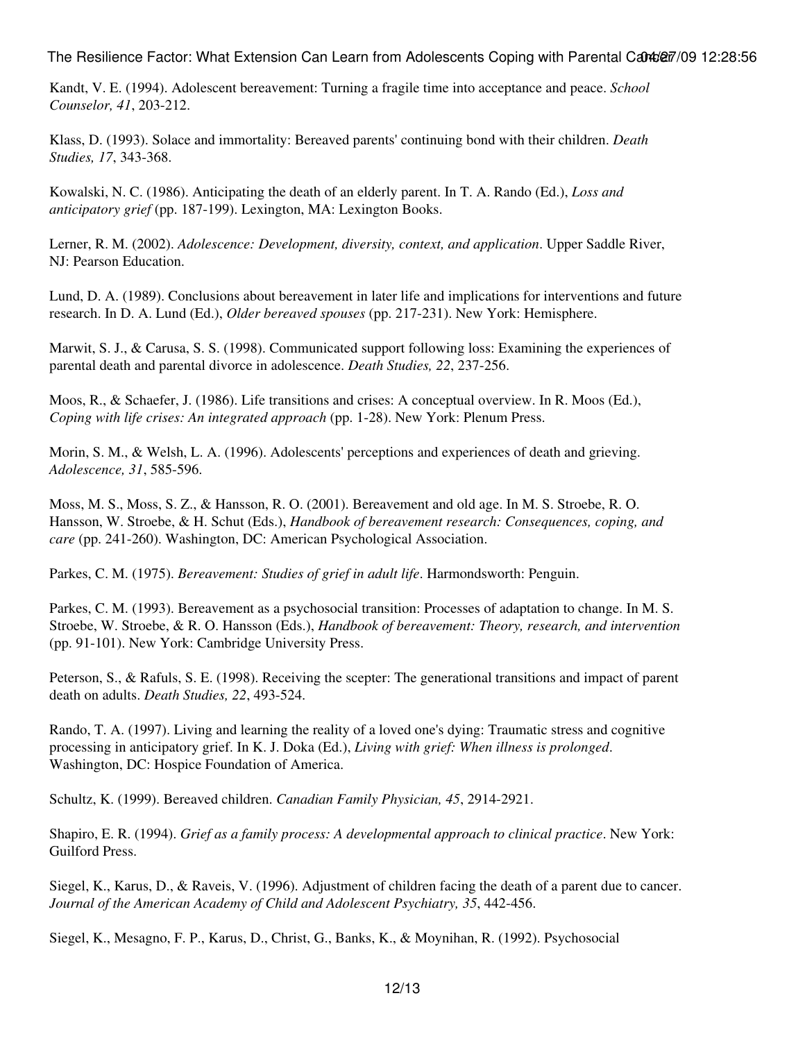Kandt, V. E. (1994). Adolescent bereavement: Turning a fragile time into acceptance and peace. *School Counselor, 41*, 203-212.

Klass, D. (1993). Solace and immortality: Bereaved parents' continuing bond with their children. *Death Studies, 17*, 343-368.

Kowalski, N. C. (1986). Anticipating the death of an elderly parent. In T. A. Rando (Ed.), *Loss and anticipatory grief* (pp. 187-199). Lexington, MA: Lexington Books.

Lerner, R. M. (2002). *Adolescence: Development, diversity, context, and application*. Upper Saddle River, NJ: Pearson Education.

Lund, D. A. (1989). Conclusions about bereavement in later life and implications for interventions and future research. In D. A. Lund (Ed.), *Older bereaved spouses* (pp. 217-231). New York: Hemisphere.

Marwit, S. J., & Carusa, S. S. (1998). Communicated support following loss: Examining the experiences of parental death and parental divorce in adolescence. *Death Studies, 22*, 237-256.

Moos, R., & Schaefer, J. (1986). Life transitions and crises: A conceptual overview. In R. Moos (Ed.), *Coping with life crises: An integrated approach* (pp. 1-28). New York: Plenum Press.

Morin, S. M., & Welsh, L. A. (1996). Adolescents' perceptions and experiences of death and grieving. *Adolescence, 31*, 585-596.

Moss, M. S., Moss, S. Z., & Hansson, R. O. (2001). Bereavement and old age. In M. S. Stroebe, R. O. Hansson, W. Stroebe, & H. Schut (Eds.), *Handbook of bereavement research: Consequences, coping, and care* (pp. 241-260). Washington, DC: American Psychological Association.

Parkes, C. M. (1975). *Bereavement: Studies of grief in adult life*. Harmondsworth: Penguin.

Parkes, C. M. (1993). Bereavement as a psychosocial transition: Processes of adaptation to change. In M. S. Stroebe, W. Stroebe, & R. O. Hansson (Eds.), *Handbook of bereavement: Theory, research, and intervention* (pp. 91-101). New York: Cambridge University Press.

Peterson, S., & Rafuls, S. E. (1998). Receiving the scepter: The generational transitions and impact of parent death on adults. *Death Studies, 22*, 493-524.

Rando, T. A. (1997). Living and learning the reality of a loved one's dying: Traumatic stress and cognitive processing in anticipatory grief. In K. J. Doka (Ed.), *Living with grief: When illness is prolonged*. Washington, DC: Hospice Foundation of America.

Schultz, K. (1999). Bereaved children. *Canadian Family Physician, 45*, 2914-2921.

Shapiro, E. R. (1994). *Grief as a family process: A developmental approach to clinical practice*. New York: Guilford Press.

Siegel, K., Karus, D., & Raveis, V. (1996). Adjustment of children facing the death of a parent due to cancer. *Journal of the American Academy of Child and Adolescent Psychiatry, 35*, 442-456.

Siegel, K., Mesagno, F. P., Karus, D., Christ, G., Banks, K., & Moynihan, R. (1992). Psychosocial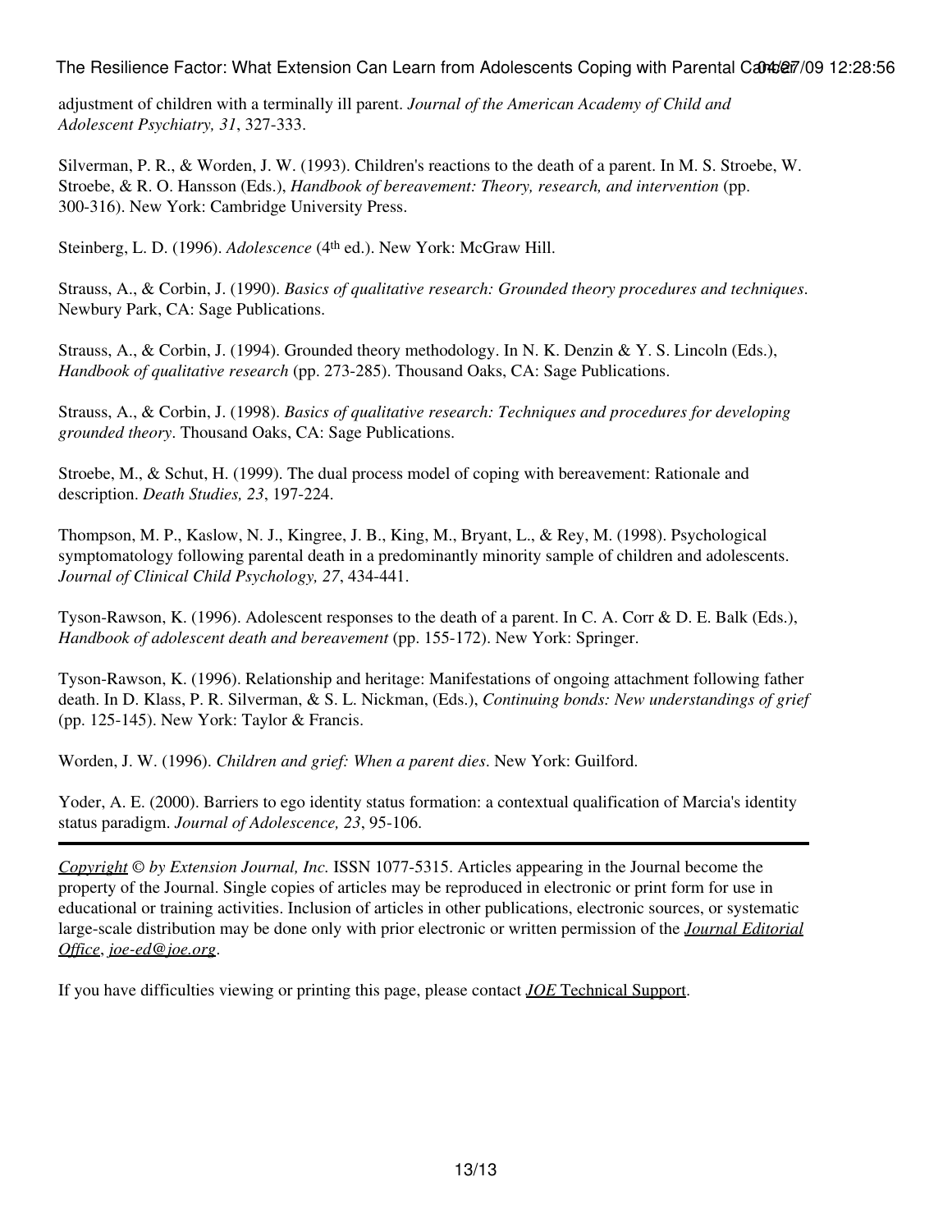adjustment of children with a terminally ill parent. *Journal of the American Academy of Child and Adolescent Psychiatry, 31*, 327-333.

Silverman, P. R., & Worden, J. W. (1993). Children's reactions to the death of a parent. In M. S. Stroebe, W. Stroebe, & R. O. Hansson (Eds.), *Handbook of bereavement: Theory, research, and intervention* (pp. 300-316). New York: Cambridge University Press.

Steinberg, L. D. (1996). *Adolescence* (4th ed.). New York: McGraw Hill.

Strauss, A., & Corbin, J. (1990). *Basics of qualitative research: Grounded theory procedures and techniques*. Newbury Park, CA: Sage Publications.

Strauss, A., & Corbin, J. (1994). Grounded theory methodology. In N. K. Denzin & Y. S. Lincoln (Eds.), *Handbook of qualitative research* (pp. 273-285). Thousand Oaks, CA: Sage Publications.

Strauss, A., & Corbin, J. (1998). *Basics of qualitative research: Techniques and procedures for developing grounded theory*. Thousand Oaks, CA: Sage Publications.

Stroebe, M., & Schut, H. (1999). The dual process model of coping with bereavement: Rationale and description. *Death Studies, 23*, 197-224.

Thompson, M. P., Kaslow, N. J., Kingree, J. B., King, M., Bryant, L., & Rey, M. (1998). Psychological symptomatology following parental death in a predominantly minority sample of children and adolescents. *Journal of Clinical Child Psychology, 27*, 434-441.

Tyson-Rawson, K. (1996). Adolescent responses to the death of a parent. In C. A. Corr & D. E. Balk (Eds.), *Handbook of adolescent death and bereavement* (pp. 155-172). New York: Springer.

Tyson-Rawson, K. (1996). Relationship and heritage: Manifestations of ongoing attachment following father death. In D. Klass, P. R. Silverman, & S. L. Nickman, (Eds.), *Continuing bonds: New understandings of grief* (pp. 125-145). New York: Taylor & Francis.

Worden, J. W. (1996). *Children and grief: When a parent dies*. New York: Guilford.

Yoder, A. E. (2000). Barriers to ego identity status formation: a contextual qualification of Marcia's identity status paradigm. *Journal of Adolescence, 23*, 95-106.

---

*Copyright* © *by Extension Journal, Inc.* ISSN 1077-5315. Articles appearing in the Journal become the property of the Journal. Single copies of articles may be reproduced in electronic or print form for use in educational or training activities. Inclusion of articles in other publications, electronic sources, or systematic large-scale distribution may be done only with prior electronic or written permission of the *Journal Editorial Office*, *joe-ed@joe.org*.

If you have difficulties viewing or printing this page, please contact *JOE* Technical Support.